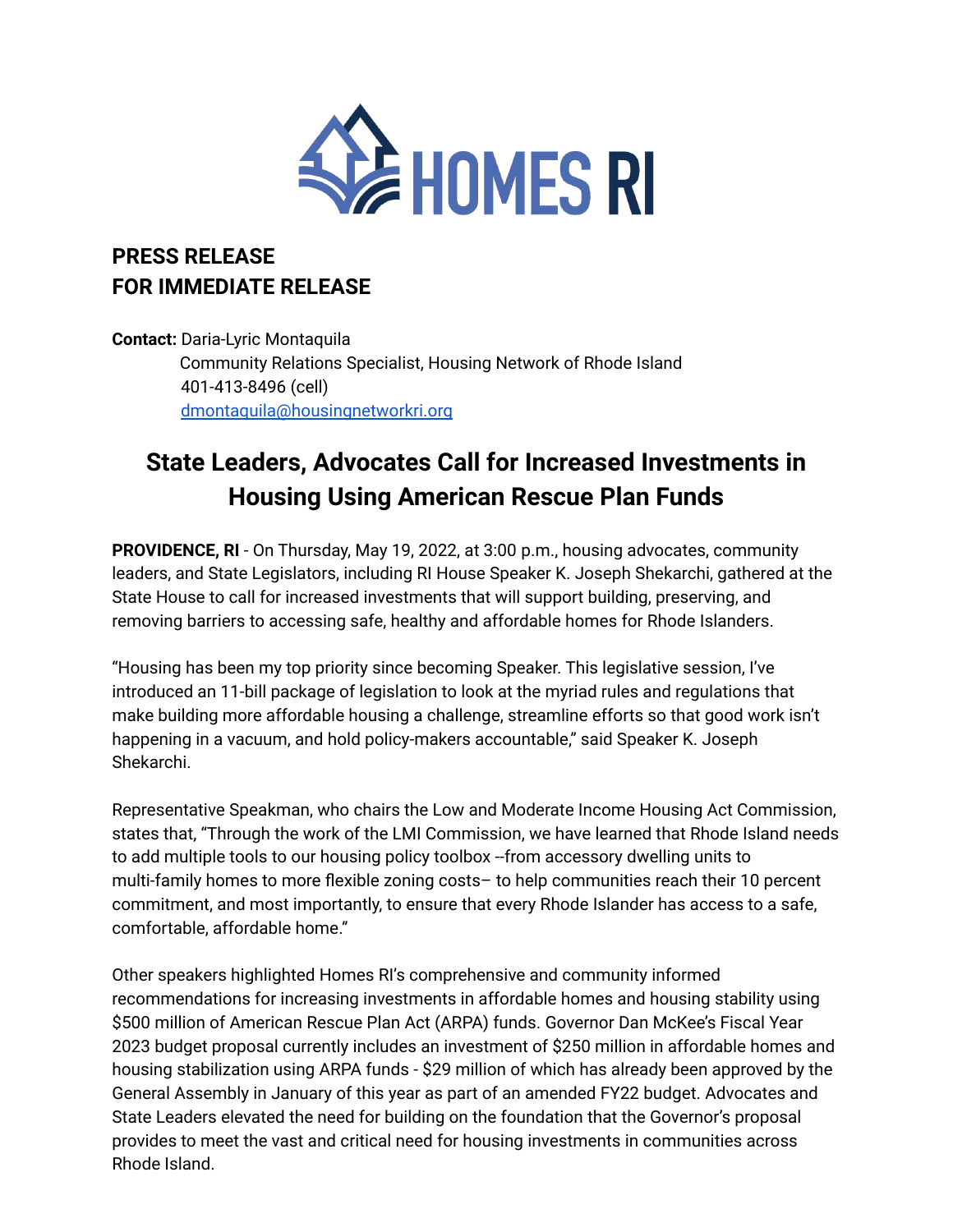HOMES RI

**PRESS RELEASE**
**FOR IMMEDIATE RELEASE**

**Contact:** Daria-Lyric Montaquila
Community Relations Specialist, Housing Network of Rhode Island
401-413-8496 (cell)
dmontaquila@housingnetworkri.org

# State Leaders, Advocates Call for Increased Investments in Housing Using American Rescue Plan Funds

**PROVIDENCE, RI** - On Thursday, May 19, 2022, at 3:00 p.m., housing advocates, community leaders, and State Legislators, including RI House Speaker K. Joseph Shekarchi, gathered at the State House to call for increased investments that will support building, preserving, and removing barriers to accessing safe, healthy and affordable homes for Rhode Islanders.

"Housing has been my top priority since becoming Speaker. This legislative session, I've introduced an 11-bill package of legislation to look at the myriad rules and regulations that make building more affordable housing a challenge, streamline efforts so that good work isn't happening in a vacuum, and hold policy-makers accountable," said Speaker K. Joseph Shekarchi.

Representative Speakman, who chairs the Low and Moderate Income Housing Act Commission, states that, "Through the work of the LMI Commission, we have learned that Rhode Island needs to add multiple tools to our housing policy toolbox --from accessory dwelling units to multi-family homes to more flexible zoning costs– to help communities reach their 10 percent commitment, and most importantly, to ensure that every Rhode Islander has access to a safe, comfortable, affordable home."

Other speakers highlighted Homes RI's comprehensive and community informed recommendations for increasing investments in affordable homes and housing stability using $500 million of American Rescue Plan Act (ARPA) funds. Governor Dan McKee's Fiscal Year 2023 budget proposal currently includes an investment of $250 million in affordable homes and housing stabilization using ARPA funds - $29 million of which has already been approved by the General Assembly in January of this year as part of an amended FY22 budget. Advocates and State Leaders elevated the need for building on the foundation that the Governor's proposal provides to meet the vast and critical need for housing investments in communities across Rhode Island.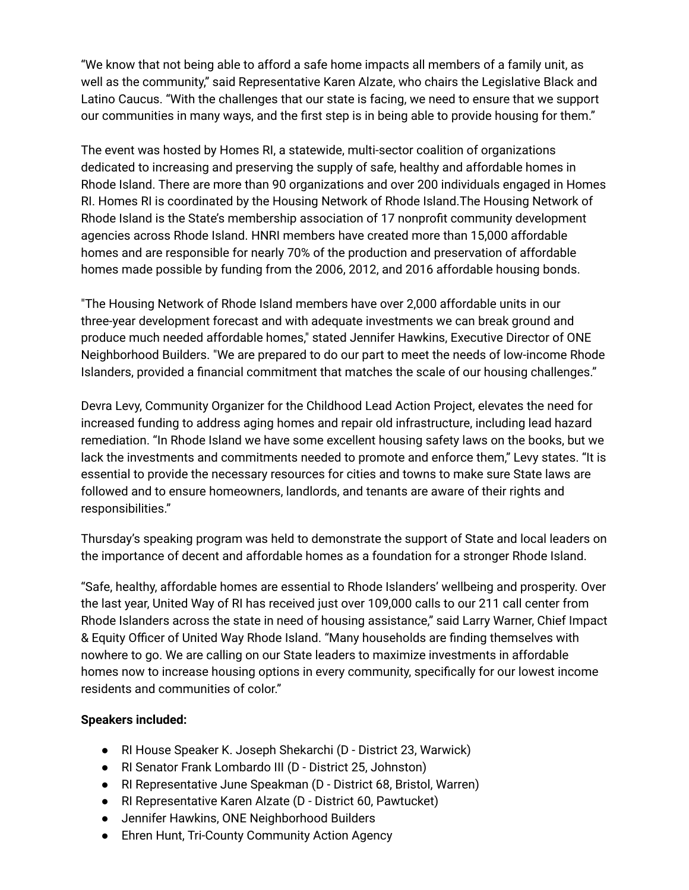"We know that not being able to afford a safe home impacts all members of a family unit, as well as the community," said Representative Karen Alzate, who chairs the Legislative Black and Latino Caucus. "With the challenges that our state is facing, we need to ensure that we support our communities in many ways, and the first step is in being able to provide housing for them."

The event was hosted by Homes RI, a statewide, multi-sector coalition of organizations dedicated to increasing and preserving the supply of safe, healthy and affordable homes in Rhode Island. There are more than 90 organizations and over 200 individuals engaged in Homes RI. Homes RI is coordinated by the Housing Network of Rhode Island.The Housing Network of Rhode Island is the State's membership association of 17 nonprofit community development agencies across Rhode Island. HNRI members have created more than 15,000 affordable homes and are responsible for nearly 70% of the production and preservation of affordable homes made possible by funding from the 2006, 2012, and 2016 affordable housing bonds.

"The Housing Network of Rhode Island members have over 2,000 affordable units in our three-year development forecast and with adequate investments we can break ground and produce much needed affordable homes," stated Jennifer Hawkins, Executive Director of ONE Neighborhood Builders. "We are prepared to do our part to meet the needs of low-income Rhode Islanders, provided a financial commitment that matches the scale of our housing challenges."

Devra Levy, Community Organizer for the Childhood Lead Action Project, elevates the need for increased funding to address aging homes and repair old infrastructure, including lead hazard remediation. "In Rhode Island we have some excellent housing safety laws on the books, but we lack the investments and commitments needed to promote and enforce them," Levy states. "It is essential to provide the necessary resources for cities and towns to make sure State laws are followed and to ensure homeowners, landlords, and tenants are aware of their rights and responsibilities."

Thursday's speaking program was held to demonstrate the support of State and local leaders on the importance of decent and affordable homes as a foundation for a stronger Rhode Island.

"Safe, healthy, affordable homes are essential to Rhode Islanders' wellbeing and prosperity. Over the last year, United Way of RI has received just over 109,000 calls to our 211 call center from Rhode Islanders across the state in need of housing assistance," said Larry Warner, Chief Impact & Equity Officer of United Way Rhode Island. "Many households are finding themselves with nowhere to go. We are calling on our State leaders to maximize investments in affordable homes now to increase housing options in every community, specifically for our lowest income residents and communities of color."

**Speakers included:**

- RI House Speaker K. Joseph Shekarchi (D - District 23, Warwick)
- RI Senator Frank Lombardo III (D - District 25, Johnston)
- RI Representative June Speakman (D - District 68, Bristol, Warren)
- RI Representative Karen Alzate (D - District 60, Pawtucket)
- Jennifer Hawkins, ONE Neighborhood Builders
- Ehren Hunt, Tri-County Community Action Agency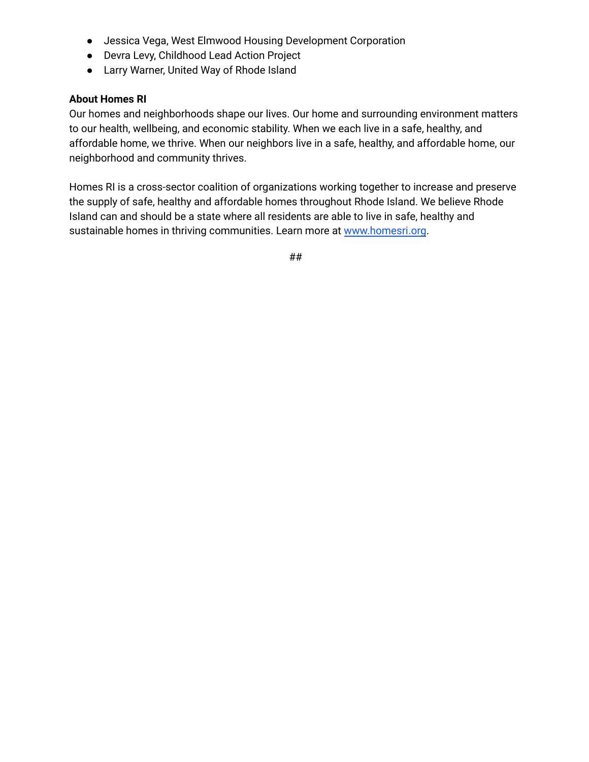- Jessica Vega, West Elmwood Housing Development Corporation
- Devra Levy, Childhood Lead Action Project
- Larry Warner, United Way of Rhode Island

**About Homes RI**
Our homes and neighborhoods shape our lives. Our home and surrounding environment matters to our health, wellbeing, and economic stability. When we each live in a safe, healthy, and affordable home, we thrive. When our neighbors live in a safe, healthy, and affordable home, our neighborhood and community thrives.

Homes RI is a cross-sector coalition of organizations working together to increase and preserve the supply of safe, healthy and affordable homes throughout Rhode Island. We believe Rhode Island can and should be a state where all residents are able to live in safe, healthy and sustainable homes in thriving communities. Learn more at [www.homesri.org](http://www.homesri.org).

##